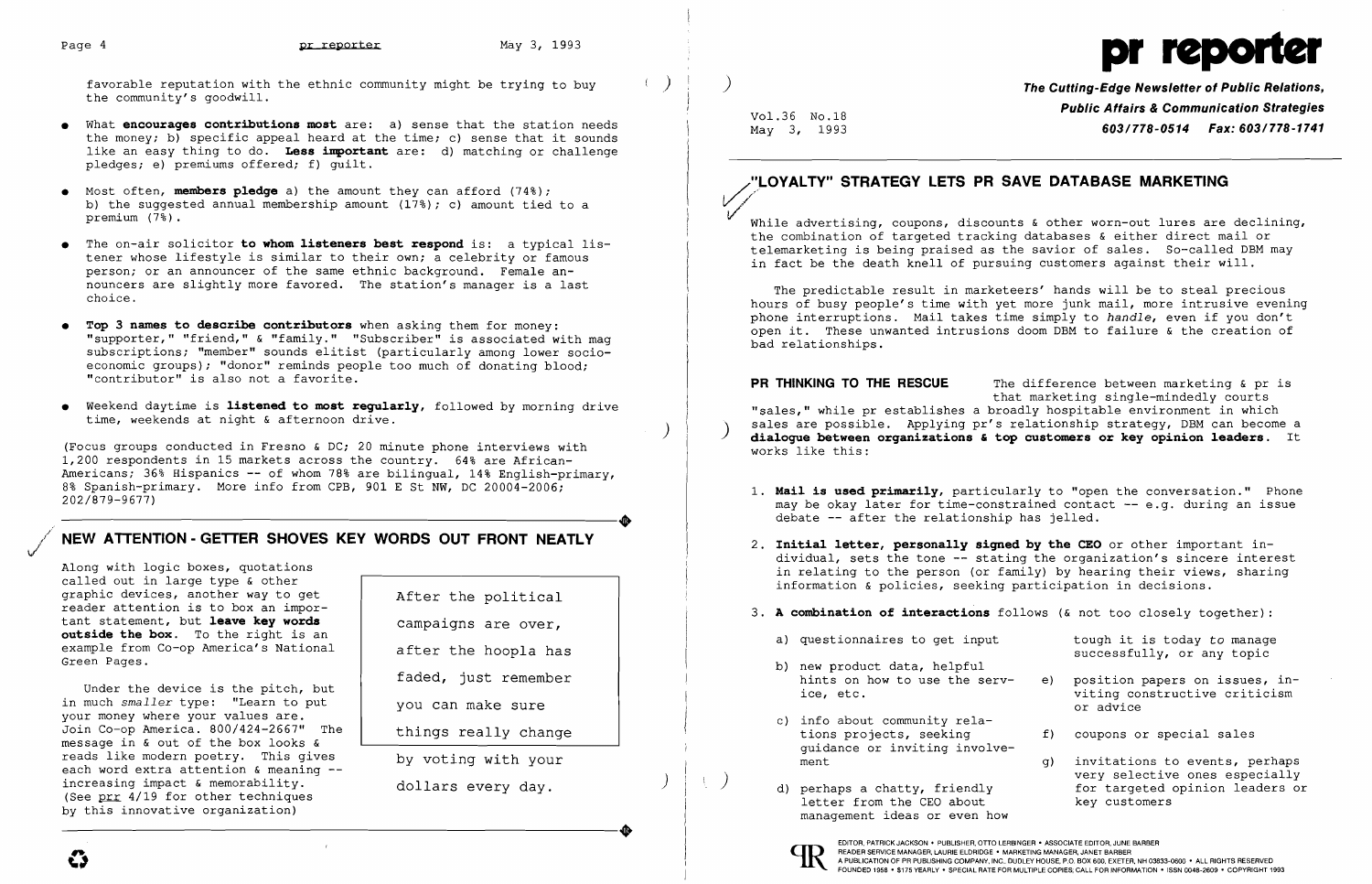favorable reputation with the ethnic community might be trying to buy the community's goodwill.

- What **encourages contributions most** are: a) sense that the station needs the money; b) specific appeal heard at the time; c) sense that it sounds like an easy thing to do. **Less important** are: d) matching or challenge pledges; e) premiums offered; f) guilt.

- Most often, **members pledge** a) the amount they can afford (74%); b) the suggested annual membership amount (17%); c) amount tied to a premium (7%).

- The on-air solicitor **to whom listeners best respond** is: a typical listener whose lifestyle is similar to their own; a celebrity or famous person; or an announcer of the same ethnic background. Female announcers are slightly more favored. The station's manager is a last choice.

- **Top 3 names to describe contributors** when asking them for money: "supporter," "friend," & "family." "Subscriber" is associated with mag subscriptions; "member" sounds elitist (particularly among lower socioeconomic groups); "donor" reminds people too much of donating blood; "contributor" is also not a favorite.

- Weekend daytime is **listened to most regularly**, followed by morning drive time, weekends at night & afternoon drive.

(Focus groups conducted in Fresno & DC; 20 minute phone interviews with 1,200 respondents in 15 markets across the country. 64% are African-Americans; 36% Hispanics -- of whom 78% are bilingual, 14% English-primary, 8% Spanish-primary. More info from CPB, 901 E St NW, DC 20004-2006; 202/879-9677)

## NEW ATTENTION-GETTER SHOVES KEY WORDS OUT FRONT NEATLY

Along with logic boxes, quotations called out in large type & other graphic devices, another way to get reader attention is to box an important statement, but **leave key words outside the box**. To the right is an example from Co-op America's National Green Pages.

> After the political
> campaigns are over,
> after the hoopla has
> faded, just remember
> you can make sure
> things really change

by voting with your
dollars every day.

Under the device is the pitch, but in much *smaller* type: "Learn to put your money where your values are. Join Co-op America. 800/424-2667" The message in & out of the box looks & reads like modern poetry. This gives each word extra attention & meaning -- increasing impact & memorability. (See prr 4/19 for other techniques by this innovative organization)

# pr reporter

**The Cutting-Edge Newsletter of Public Relations, Public Affairs & Communication Strategies**
**603/778-0514 Fax: 603/778-1741**

Vol.36 No.18
May 3, 1993

## "LOYALTY" STRATEGY LETS PR SAVE DATABASE MARKETING

While advertising, coupons, discounts & other worn-out lures are declining, the combination of targeted tracking databases & either direct mail or telemarketing is being praised as the savior of sales. So-called DBM may in fact be the death knell of pursuing customers against their will.

The predictable result in marketeers' hands will be to steal precious hours of busy people's time with yet more junk mail, more intrusive evening phone interruptions. Mail takes time simply to *handle*, even if you don't open it. These unwanted intrusions doom DBM to failure & the creation of bad relationships.

**PR THINKING TO THE RESCUE** The difference between marketing & pr is that marketing single-mindedly courts "sales," while pr establishes a broadly hospitable environment in which sales are possible. Applying pr's relationship strategy, DBM can become a **dialogue between organizations & top customers or key opinion leaders**. It works like this:

1. **Mail is used primarily**, particularly to "open the conversation." Phone may be okay later for time-constrained contact -- e.g. during an issue debate -- after the relationship has jelled.

2. **Initial letter, personally signed by the CEO** or other important individual, sets the tone -- stating the organization's sincere interest in relating to the person (or family) by hearing their views, sharing information & policies, seeking participation in decisions.

3. **A combination of interactions** follows (& not too closely together):

   a) questionnaires to get input

   b) new product data, helpful hints on how to use the service, etc.

   c) info about community relations projects, seeking guidance or inviting involvement

   d) perhaps a chatty, friendly letter from the CEO about management ideas or even how tough it is today *to* manage successfully, or any topic

   e) position papers on issues, inviting constructive criticism or advice

   f) coupons or special sales

   g) invitations to events, perhaps very selective ones especially for targeted opinion leaders or key customers

EDITOR, PATRICK JACKSON • PUBLISHER, OTTO LERBINGER • ASSOCIATE EDITOR, JUNE BARBER
READER SERVICE MANAGER, LAURIE ELDRIDGE • MARKETING MANAGER, JANET BARBER
A PUBLICATION OF PR PUBLISHING COMPANY, INC. DUDLEY HOUSE, P.O. BOX 600, EXETER, NH 03833-0600 • ALL RIGHTS RESERVED
FOUNDED 1958 • $175 YEARLY • SPECIAL RATE FOR MULTIPLE COPIES; CALL FOR INFORMATION • ISSN 0048-2609 • COPYRIGHT 1993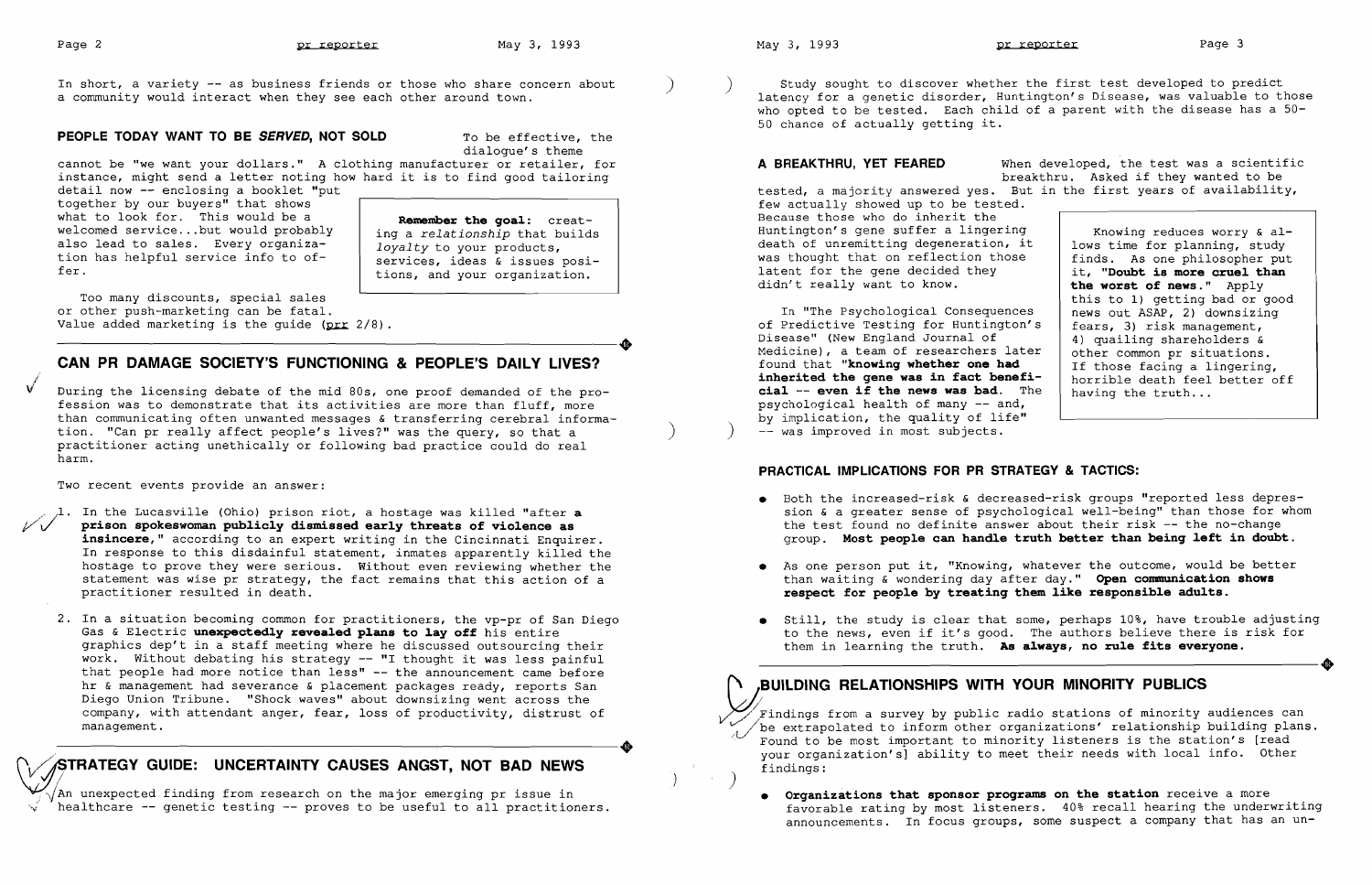In short, a variety -- as business friends or those who share concern about a community would interact when they see each other around town.

## PEOPLE TODAY WANT TO BE *SERVED*, NOT SOLD

To be effective, the dialogue's theme cannot be "we want your dollars." A clothing manufacturer or retailer, for instance, might send a letter noting how hard it is to find good tailoring detail now -- enclosing a booklet "put together by our buyers" that shows what to look for. This would be a welcomed service...but would probably also lead to sales. Every organization has helpful service info to offer.

> **Remember the goal:** creating a *relationship* that builds *loyalty* to your products, services, ideas & issues positions, and your organization.

Too many discounts, special sales or other push-marketing can be fatal. Value added marketing is the guide (prr 2/8).

## CAN PR DAMAGE SOCIETY'S FUNCTIONING & PEOPLE'S DAILY LIVES?

During the licensing debate of the mid 80s, one proof demanded of the profession was to demonstrate that its activities are more than fluff, more than communicating often unwanted messages & transferring cerebral information. "Can pr really affect people's lives?" was the query, so that a practitioner acting unethically or following bad practice could do real harm.

Two recent events provide an answer:

1. In the Lucasville (Ohio) prison riot, a hostage was killed "after **a prison spokeswoman publicly dismissed early threats of violence as insincere**," according to an expert writing in the Cincinnati Enquirer. In response to this disdainful statement, inmates apparently killed the hostage to prove they were serious. Without even reviewing whether the statement was wise pr strategy, the fact remains that this action of a practitioner resulted in death.

2. In a situation becoming common for practitioners, the vp-pr of San Diego Gas & Electric **unexpectedly revealed plans to lay off** his entire graphics dep't in a staff meeting where he discussed outsourcing their work. Without debating his strategy -- "I thought it was less painful that people had more notice than less" -- the announcement came before hr & management had severance & placement packages ready, reports San Diego Union Tribune. "Shock waves" about downsizing went across the company, with attendant anger, fear, loss of productivity, distrust of management.

## STRATEGY GUIDE: UNCERTAINTY CAUSES ANGST, NOT BAD NEWS

An unexpected finding from research on the major emerging pr issue in healthcare -- genetic testing -- proves to be useful to all practitioners.

Study sought to discover whether the first test developed to predict latency for a genetic disorder, Huntington's Disease, was valuable to those who opted to be tested. Each child of a parent with the disease has a 50-50 chance of actually getting it.

## A BREAKTHRU, YET FEARED

When developed, the test was a scientific breakthru. Asked if they wanted to be tested, a majority answered yes. But in the first years of availability, few actually showed up to be tested. Because those who do inherit the Huntington's gene suffer a lingering death of unremitting degeneration, it was thought that on reflection those latent for the gene decided they didn't really want to know.

In "The Psychological Consequences of Predictive Testing for Huntington's Disease" (New England Journal of Medicine), a team of researchers later found that **"knowing whether one had inherited the gene was in fact beneficial -- even if the news was bad.** The psychological health of many -- and, by implication, the quality of life" -- was improved in most subjects.

> Knowing reduces worry & allows time for planning, study finds. As one philosopher put it, **"Doubt is more cruel than the worst of news."** Apply this to 1) getting bad or good news out ASAP, 2) downsizing fears, 3) risk management, 4) quailing shareholders & other common pr situations. If those facing a lingering, horrible death feel better off having the truth...

## PRACTICAL IMPLICATIONS FOR PR STRATEGY & TACTICS:

- Both the increased-risk & decreased-risk groups "reported less depression & a greater sense of psychological well-being" than those for whom the test found no definite answer about their risk -- the no-change group. **Most people can handle truth better than being left in doubt.**

- As one person put it, "Knowing, whatever the outcome, would be better than waiting & wondering day after day." **Open communication shows respect for people by treating them like responsible adults.**

- Still, the study is clear that some, perhaps 10%, have trouble adjusting to the news, even if it's good. The authors believe there is risk for them in learning the truth. **As always, no rule fits everyone.**

## BUILDING RELATIONSHIPS WITH YOUR MINORITY PUBLICS

Findings from a survey by public radio stations of minority audiences can be extrapolated to inform other organizations' relationship building plans. Found to be most important to minority listeners is the station's [read your organization's] ability to meet their needs with local info. Other findings:

- **Organizations that sponsor programs on the station** receive a more favorable rating by most listeners. 40% recall hearing the underwriting announcements. In focus groups, some suspect a company that has an un-